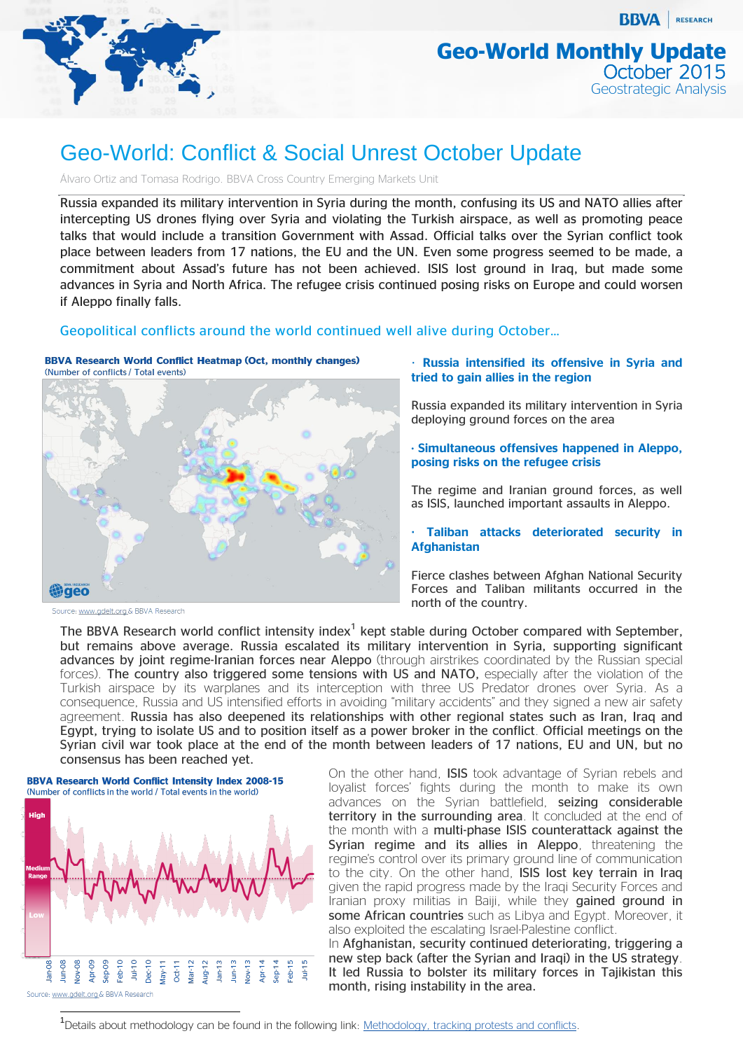# Geo-World Monthly Update
October 2015
Geostrategic Analysis

## Geo-World: Conflict & Social Unrest October Update

Álvaro Ortiz and Tomasa Rodrigo. BBVA Cross Country Emerging Markets Unit

Russia expanded its military intervention in Syria during the month, confusing its US and NATO allies after intercepting US drones flying over Syria and violating the Turkish airspace, as well as promoting peace talks that would include a transition Government with Assad. Official talks over the Syrian conflict took place between leaders from 17 nations, the EU and the UN. Even some progress seemed to be made, a commitment about Assad's future has not been achieved. ISIS lost ground in Iraq, but made some advances in Syria and North Africa. The refugee crisis continued posing risks on Europe and could worsen if Aleppo finally falls.

### Geopolitical conflicts around the world continued well alive during October…

**BBVA Research World Conflict Heatmap (Oct, monthly changes)**
(Number of conflicts / Total events)

Source: www.gdelt.org & BBVA Research

**· Russia intensified its offensive in Syria and tried to gain allies in the region**

Russia expanded its military intervention in Syria deploying ground forces on the area

**· Simultaneous offensives happened in Aleppo, posing risks on the refugee crisis**

The regime and Iranian ground forces, as well as ISIS, launched important assaults in Aleppo.

**· Taliban attacks deteriorated security in Afghanistan**

Fierce clashes between Afghan National Security Forces and Taliban militants occurred in the north of the country.

The BBVA Research world conflict intensity index[1] kept stable during October compared with September, but remains above average. **Russia escalated its military intervention in Syria, supporting significant advances by joint regime-Iranian forces near Aleppo** (through airstrikes coordinated by the Russian special forces). **The country also triggered some tensions with US and NATO,** especially after the violation of the Turkish airspace by its warplanes and its interception with three US Predator drones over Syria. As a consequence, Russia and US intensified efforts in avoiding "military accidents" and they signed a new air safety agreement. **Russia has also deepened its relationships with other regional states such as Iran, Iraq and Egypt, trying to isolate US and to position itself as a power broker in the conflict. Official meetings on the Syrian civil war took place at the end of the month between leaders of 17 nations, EU and UN, but no consensus has been reached yet.**

**BBVA Research World Conflict Intensity Index 2008-15**
(Number of conflicts in the world / Total events in the world)

Source: www.gdelt.org & BBVA Research

On the other hand, **ISIS** took advantage of Syrian rebels and loyalist forces' fights during the month to make its own advances on the Syrian battlefield, **seizing considerable territory in the surrounding area**. It concluded at the end of the month with a **multi-phase ISIS counterattack against the Syrian regime and its allies in Aleppo**, threatening the regime's control over its primary ground line of communication to the city. On the other hand, **ISIS lost key terrain in Iraq** given the rapid progress made by the Iraqi Security Forces and Iranian proxy militias in Baiji, while they **gained ground in some African countries** such as Libya and Egypt. Moreover, it also exploited the escalating Israel-Palestine conflict.

In **Afghanistan**, security continued deteriorating, triggering a new step back (after the Syrian and Iraqi) in the US strategy. It led Russia to bolster its military forces in Tajikistan this month, rising instability in the area.

[1] Details about methodology can be found in the following link: Methodology, tracking protests and conflicts.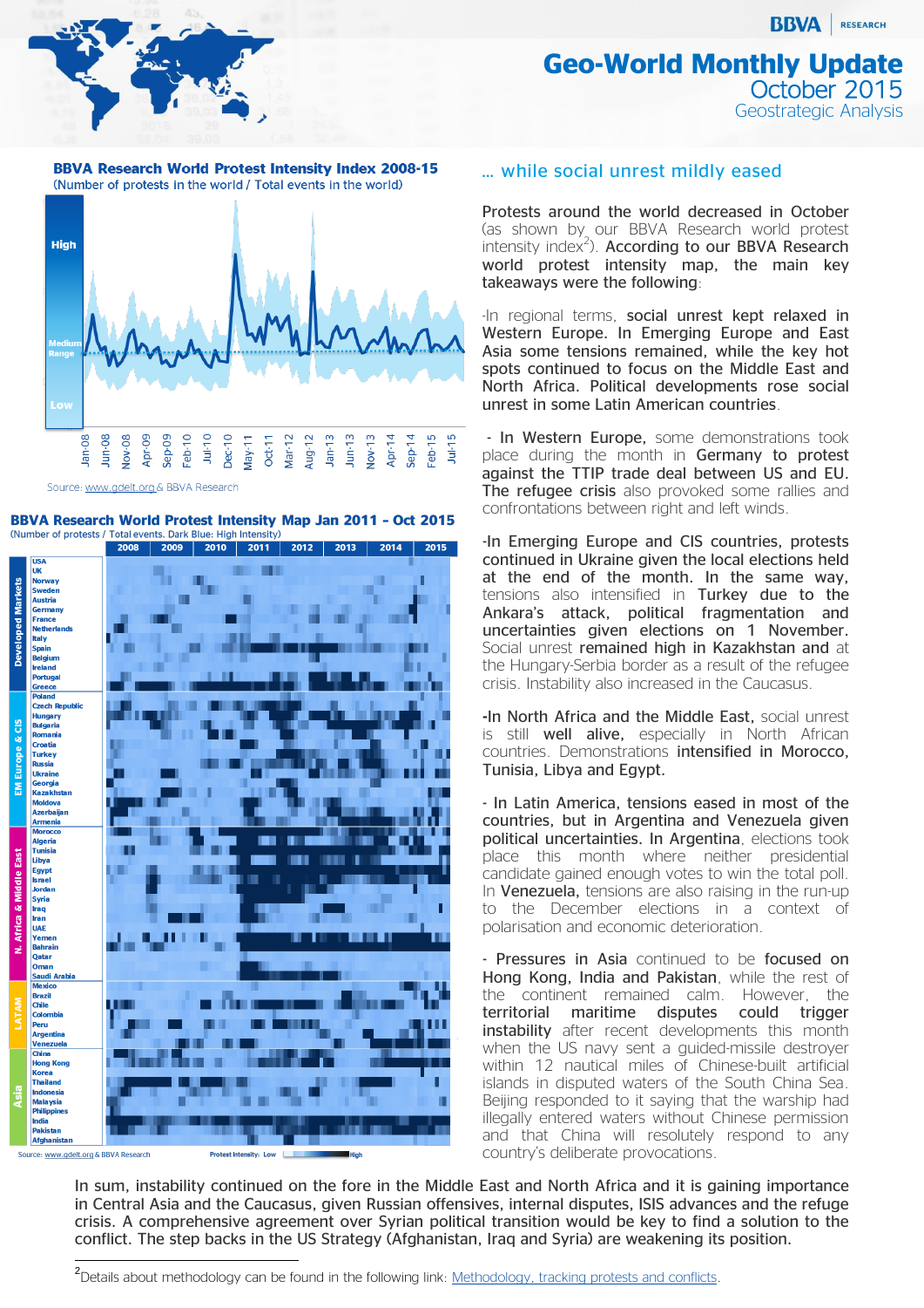# Geo-World Monthly Update
## October 2015
### Geostrategic Analysis

**BBVA Research World Protest Intensity Index 2008-15**
(Number of protests in the world / Total events in the world)

Source: www.gdelt.org & BBVA Research

**BBVA Research World Protest Intensity Map Jan 2011 - Oct 2015**
(Number of protests / Total events. Dark Blue: High Intensity)

Source: www.gdelt.org & BBVA Research

## … while social unrest mildly eased

Protests around the world decreased in October (as shown by our BBVA Research world protest intensity index[2]). According to our BBVA Research world protest intensity map, the main key takeaways were the following:

-In regional terms, **social unrest kept relaxed in Western Europe.** In Emerging Europe and East Asia some tensions remained, while the key hot spots continued to focus on the Middle East and North Africa. Political developments rose social unrest in some Latin American countries.

- **In Western Europe,** some demonstrations took place during the month in **Germany to protest against the TTIP trade deal between US and EU. The refugee crisis** also provoked some rallies and confrontations between right and left winds.

-**In Emerging Europe and CIS countries, protests continued in Ukraine given the local elections held at the end of the month. In the same way,** tensions also intensified in **Turkey due to the Ankara's attack, political fragmentation and uncertainties given elections on 1 November.** Social unrest **remained high in Kazakhstan and** at the Hungary-Serbia border as a result of the refugee crisis. Instability also increased in the Caucasus.

**-In North Africa and the Middle East,** social unrest is still **well alive,** especially in North African countries. Demonstrations **intensified in Morocco, Tunisia, Libya and Egypt.**

- **In Latin America, tensions eased in most of the countries, but in Argentina and Venezuela given political uncertainties. In Argentina**, elections took place this month where neither presidential candidate gained enough votes to win the total poll. In **Venezuela,** tensions are also raising in the run-up to the December elections in a context of polarisation and economic deterioration.

- **Pressures in Asia** continued to be **focused on Hong Kong, India and Pakistan**, while the rest of the continent remained calm. However, the **territorial maritime disputes could trigger instability** after recent developments this month when the US navy sent a guided-missile destroyer within 12 nautical miles of Chinese-built artificial islands in disputed waters of the South China Sea. Beijing responded to it saying that the warship had illegally entered waters without Chinese permission and that China will resolutely respond to any country's deliberate provocations.

In sum, instability continued on the fore in the Middle East and North Africa and it is gaining importance in Central Asia and the Caucasus, given Russian offensives, internal disputes, ISIS advances and the refuge crisis. A comprehensive agreement over Syrian political transition would be key to find a solution to the conflict. The step backs in the US Strategy (Afghanistan, Iraq and Syria) are weakening its position.

[2] Details about methodology can be found in the following link: Methodology, tracking protests and conflicts.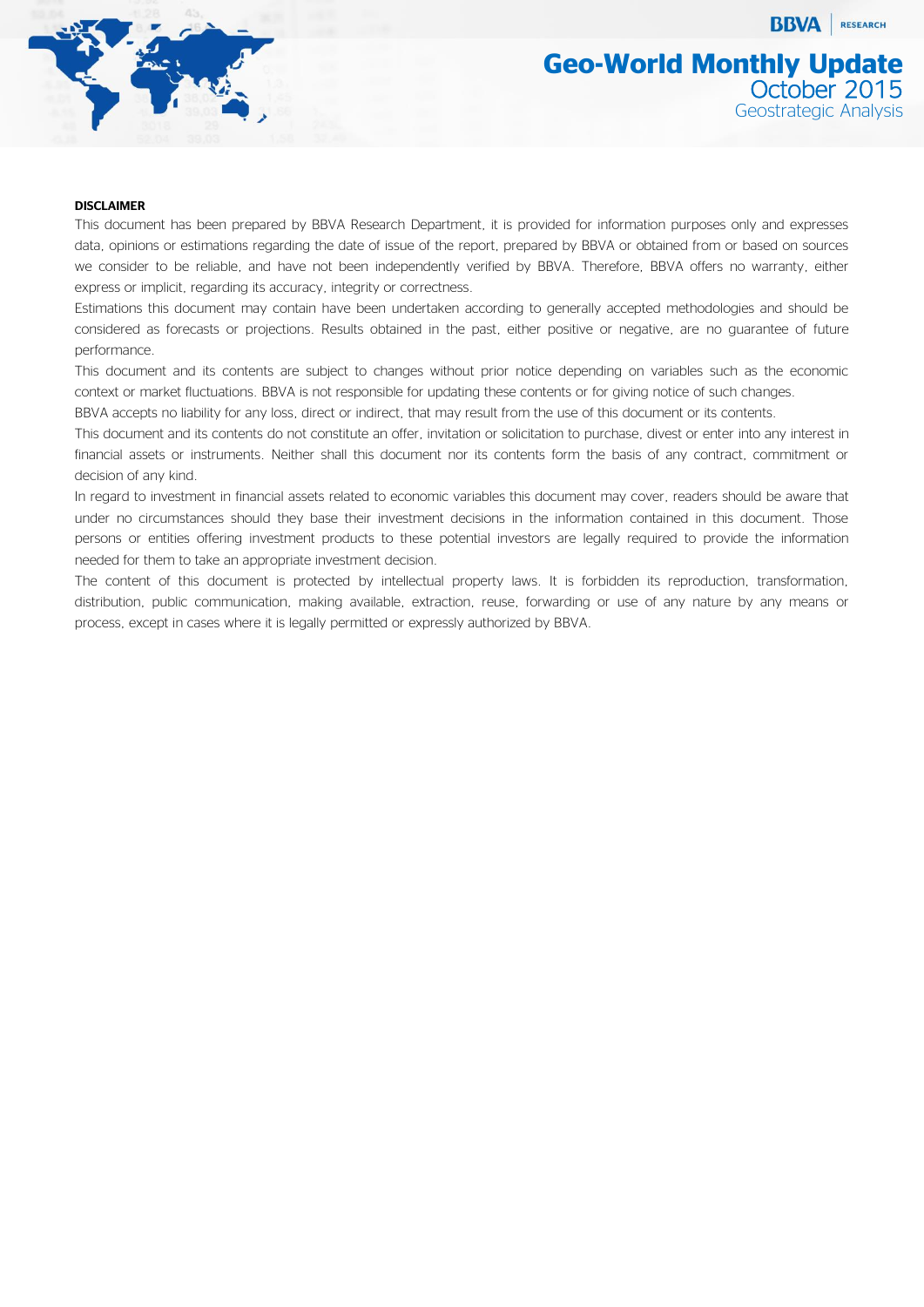**DISCLAIMER**

This document has been prepared by BBVA Research Department, it is provided for information purposes only and expresses data, opinions or estimations regarding the date of issue of the report, prepared by BBVA or obtained from or based on sources we consider to be reliable, and have not been independently verified by BBVA. Therefore, BBVA offers no warranty, either express or implicit, regarding its accuracy, integrity or correctness.

Estimations this document may contain have been undertaken according to generally accepted methodologies and should be considered as forecasts or projections. Results obtained in the past, either positive or negative, are no guarantee of future performance.

This document and its contents are subject to changes without prior notice depending on variables such as the economic context or market fluctuations. BBVA is not responsible for updating these contents or for giving notice of such changes.

BBVA accepts no liability for any loss, direct or indirect, that may result from the use of this document or its contents.

This document and its contents do not constitute an offer, invitation or solicitation to purchase, divest or enter into any interest in financial assets or instruments. Neither shall this document nor its contents form the basis of any contract, commitment or decision of any kind.

In regard to investment in financial assets related to economic variables this document may cover, readers should be aware that under no circumstances should they base their investment decisions in the information contained in this document. Those persons or entities offering investment products to these potential investors are legally required to provide the information needed for them to take an appropriate investment decision.

The content of this document is protected by intellectual property laws. It is forbidden its reproduction, transformation, distribution, public communication, making available, extraction, reuse, forwarding or use of any nature by any means or process, except in cases where it is legally permitted or expressly authorized by BBVA.